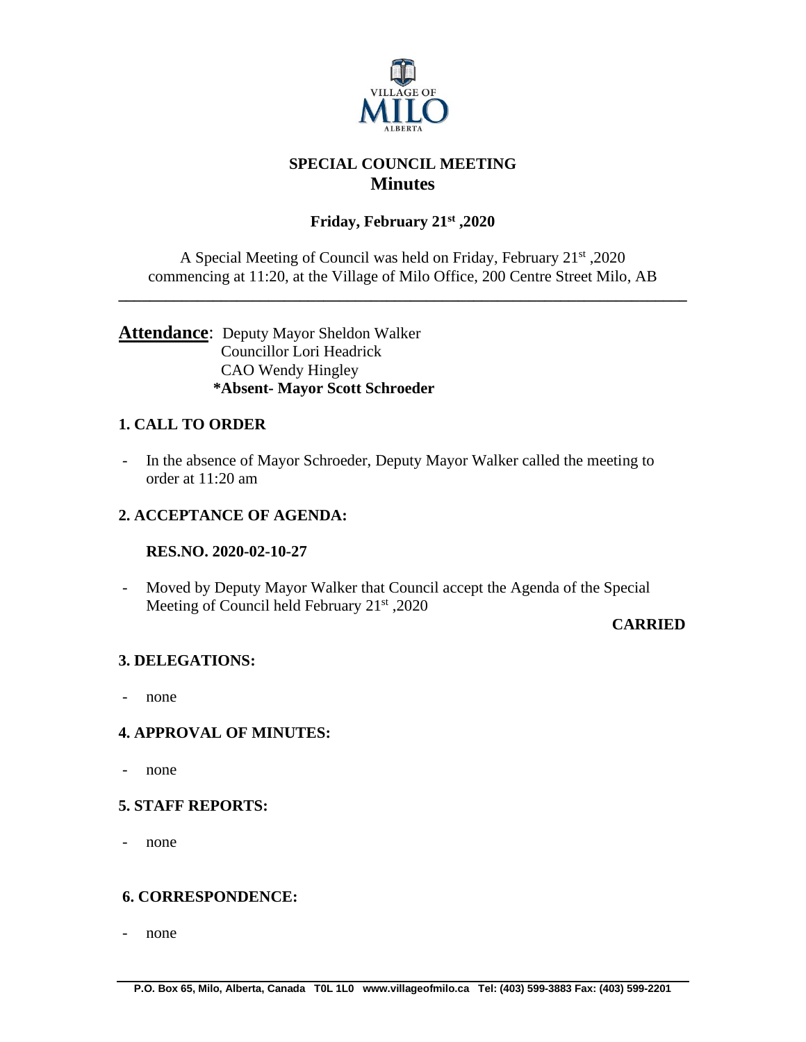# SPECIAL COUNCIL MEETING
## Minutes

### Friday, February 21st ,2020

A Special Meeting of Council was held on Friday, February 21st ,2020 commencing at 11:20, at the Village of Milo Office, 200 Centre Street Milo, AB

---

**Attendance**: Deputy Mayor Sheldon Walker
Councillor Lori Headrick
CAO Wendy Hingley
**\*Absent- Mayor Scott Schroeder**

### 1. CALL TO ORDER

- In the absence of Mayor Schroeder, Deputy Mayor Walker called the meeting to order at 11:20 am

### 2. ACCEPTANCE OF AGENDA:

**RES.NO. 2020-02-10-27**

- Moved by Deputy Mayor Walker that Council accept the Agenda of the Special Meeting of Council held February 21st ,2020

**CARRIED**

### 3. DELEGATIONS:

- none

### 4. APPROVAL OF MINUTES:

- none

### 5. STAFF REPORTS:

- none

### 6. CORRESPONDENCE:

- none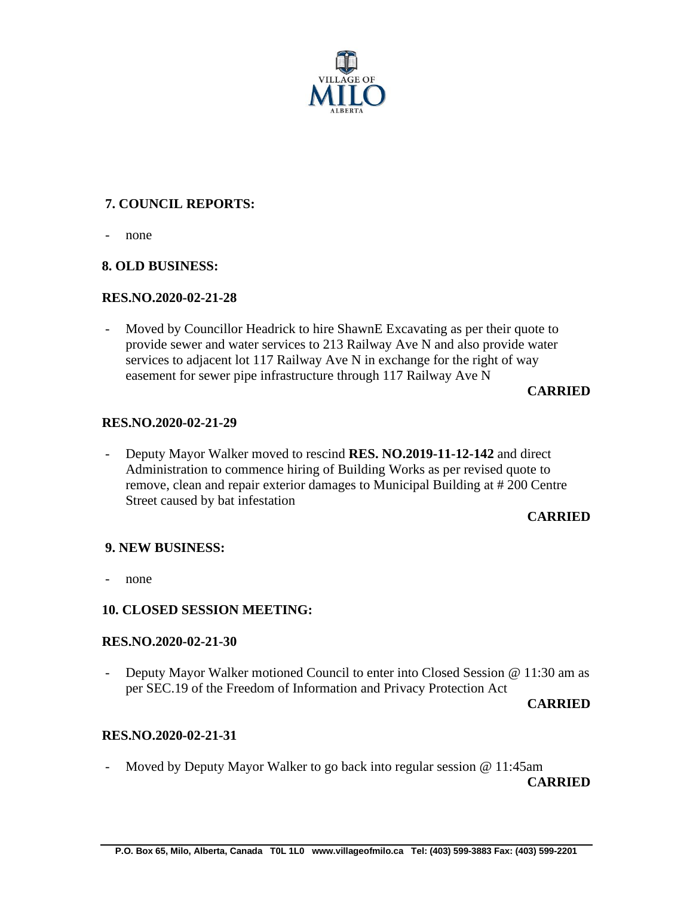## 7. COUNCIL REPORTS:

- none

## 8. OLD BUSINESS:

**RES.NO.2020-02-21-28**

- Moved by Councillor Headrick to hire ShawnE Excavating as per their quote to provide sewer and water services to 213 Railway Ave N and also provide water services to adjacent lot 117 Railway Ave N in exchange for the right of way easement for sewer pipe infrastructure through 117 Railway Ave N

**CARRIED**

**RES.NO.2020-02-21-29**

- Deputy Mayor Walker moved to rescind **RES. NO.2019-11-12-142** and direct Administration to commence hiring of Building Works as per revised quote to remove, clean and repair exterior damages to Municipal Building at # 200 Centre Street caused by bat infestation

**CARRIED**

## 9. NEW BUSINESS:

- none

## 10. CLOSED SESSION MEETING:

**RES.NO.2020-02-21-30**

- Deputy Mayor Walker motioned Council to enter into Closed Session @ 11:30 am as per SEC.19 of the Freedom of Information and Privacy Protection Act

**CARRIED**

**RES.NO.2020-02-21-31**

- Moved by Deputy Mayor Walker to go back into regular session @ 11:45am

**CARRIED**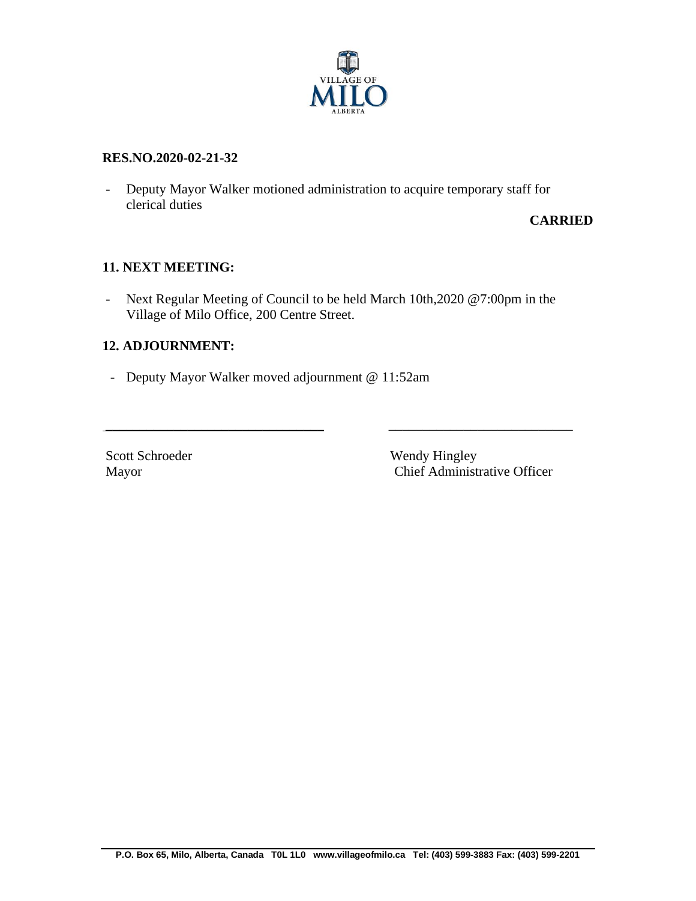**RES.NO.2020-02-21-32**

- Deputy Mayor Walker motioned administration to acquire temporary staff for clerical duties

**CARRIED**

## 11. NEXT MEETING:

- Next Regular Meeting of Council to be held March 10th,2020 @7:00pm in the Village of Milo Office, 200 Centre Street.

## 12. ADJOURNMENT:

- Deputy Mayor Walker moved adjournment @ 11:52am

| | |
|---|---|
| \_\_\_\_\_\_\_\_\_\_\_\_\_\_\_\_\_\_\_\_\_\_\_\_\_\_\_\_\_\_ | \_\_\_\_\_\_\_\_\_\_\_\_\_\_\_\_\_\_\_\_\_\_\_\_\_\_\_\_\_\_ |
| Scott Schroeder | Wendy Hingley |
| Mayor | Chief Administrative Officer |